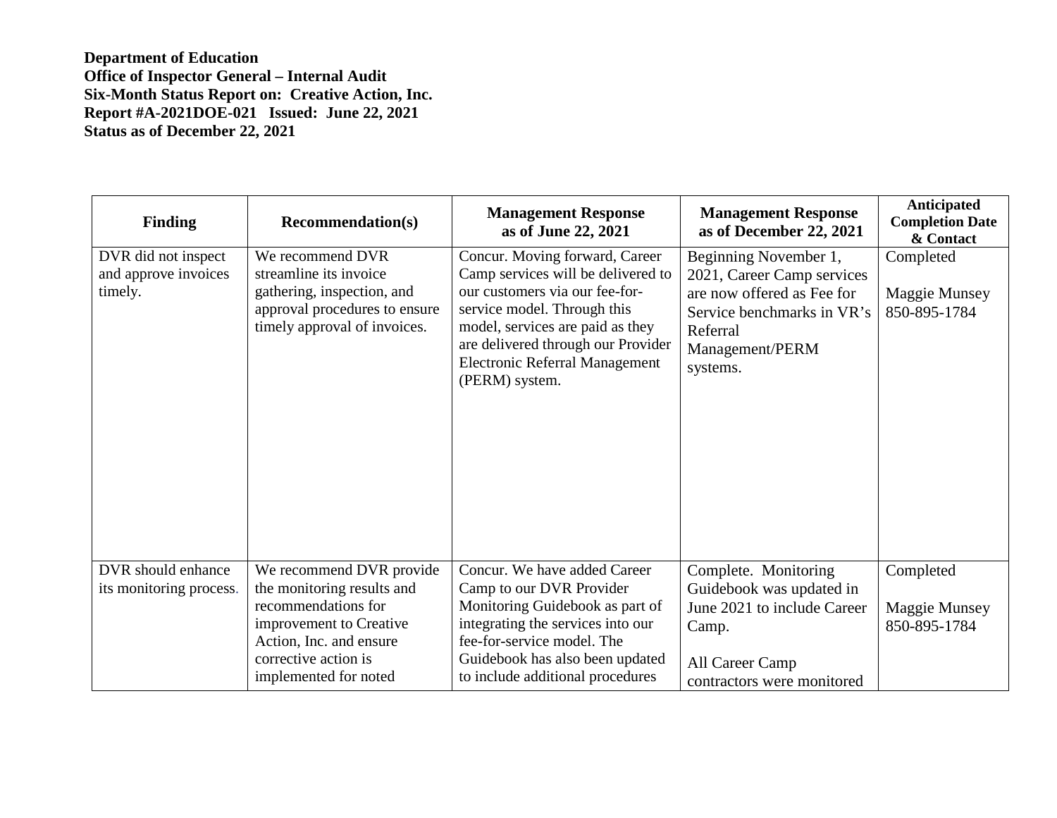**Department of Education**
**Office of Inspector General – Internal Audit**
**Six-Month Status Report on: Creative Action, Inc.**
**Report #A-2021DOE-021 Issued: June 22, 2021**
**Status as of December 22, 2021**

| Finding | Recommendation(s) | Management Response as of June 22, 2021 | Management Response as of December 22, 2021 | Anticipated Completion Date & Contact |
|---|---|---|---|---|
| DVR did not inspect and approve invoices timely. | We recommend DVR streamline its invoice gathering, inspection, and approval procedures to ensure timely approval of invoices. | Concur. Moving forward, Career Camp services will be delivered to our customers via our fee-for-service model. Through this model, services are paid as they are delivered through our Provider Electronic Referral Management (PERM) system. | Beginning November 1, 2021, Career Camp services are now offered as Fee for Service benchmarks in VR's Referral Management/PERM systems. | Completed<br><br>Maggie Munsey 850-895-1784 |
| DVR should enhance its monitoring process. | We recommend DVR provide the monitoring results and recommendations for improvement to Creative Action, Inc. and ensure corrective action is implemented for noted | Concur. We have added Career Camp to our DVR Provider Monitoring Guidebook as part of integrating the services into our fee-for-service model. The Guidebook has also been updated to include additional procedures | Complete. Monitoring Guidebook was updated in June 2021 to include Career Camp.<br><br>All Career Camp contractors were monitored | Completed<br><br>Maggie Munsey 850-895-1784 |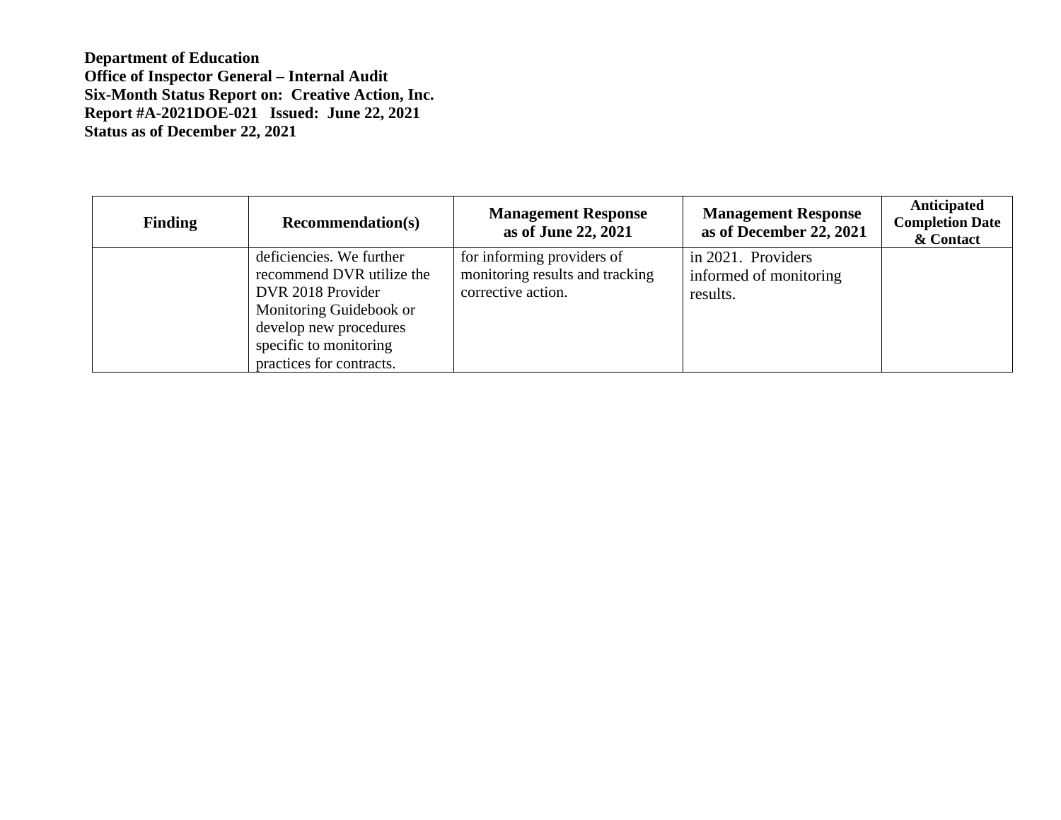**Department of Education**
**Office of Inspector General – Internal Audit**
**Six-Month Status Report on: Creative Action, Inc.**
**Report #A-2021DOE-021 Issued: June 22, 2021**
**Status as of December 22, 2021**

| Finding | Recommendation(s) | Management Response as of June 22, 2021 | Management Response as of December 22, 2021 | Anticipated Completion Date & Contact |
|---|---|---|---|---|
| | deficiencies. We further recommend DVR utilize the DVR 2018 Provider Monitoring Guidebook or develop new procedures specific to monitoring practices for contracts. | for informing providers of monitoring results and tracking corrective action. | in 2021. Providers informed of monitoring results. | |